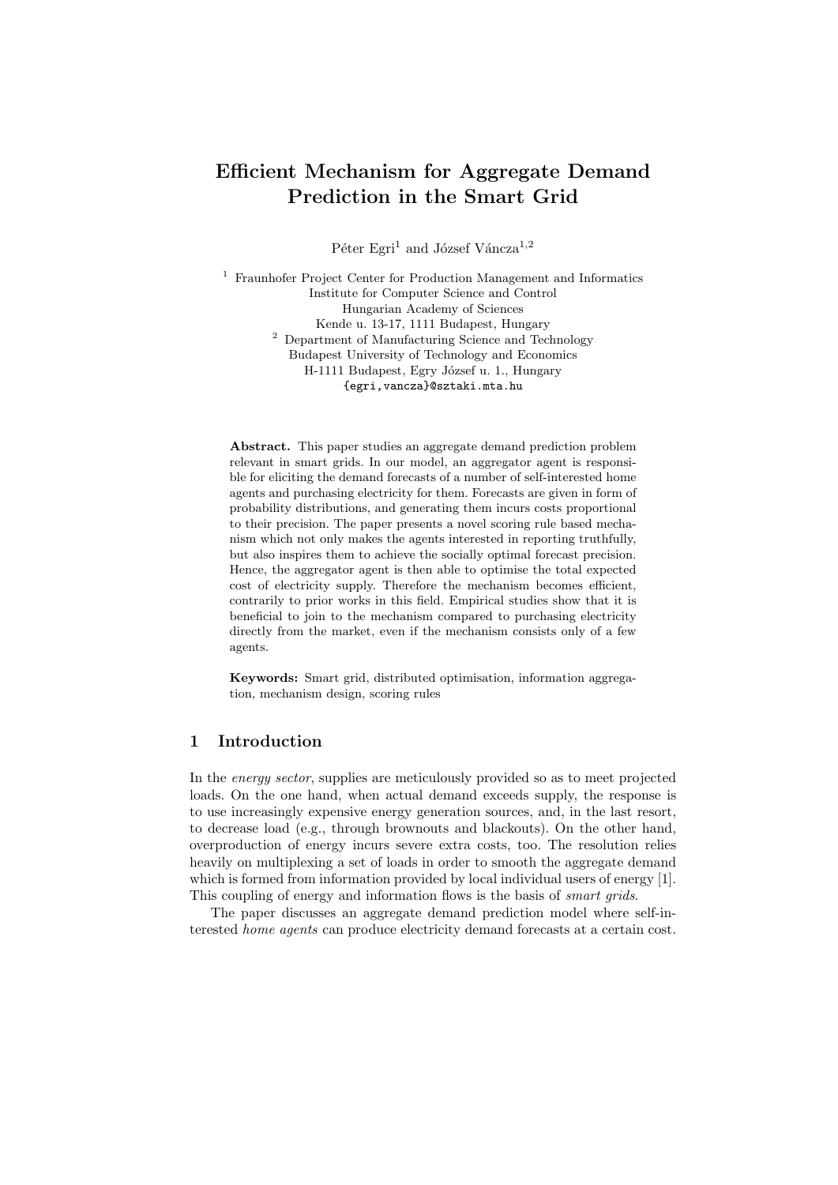# Efficient Mechanism for Aggregate Demand Prediction in the Smart Grid

Péter Egri[1] and József Váncza[1,2]

[1] Fraunhofer Project Center for Production Management and Informatics
Institute for Computer Science and Control
Hungarian Academy of Sciences
Kende u. 13-17, 1111 Budapest, Hungary

[2] Department of Manufacturing Science and Technology
Budapest University of Technology and Economics
H-1111 Budapest, Egry József u. 1., Hungary

{egri,vancza}@sztaki.mta.hu

**Abstract.** This paper studies an aggregate demand prediction problem relevant in smart grids. In our model, an aggregator agent is responsible for eliciting the demand forecasts of a number of self-interested home agents and purchasing electricity for them. Forecasts are given in form of probability distributions, and generating them incurs costs proportional to their precision. The paper presents a novel scoring rule based mechanism which not only makes the agents interested in reporting truthfully, but also inspires them to achieve the socially optimal forecast precision. Hence, the aggregator agent is then able to optimise the total expected cost of electricity supply. Therefore the mechanism becomes efficient, contrarily to prior works in this field. Empirical studies show that it is beneficial to join to the mechanism compared to purchasing electricity directly from the market, even if the mechanism consists only of a few agents.

**Keywords:** Smart grid, distributed optimisation, information aggregation, mechanism design, scoring rules

## 1 Introduction

In the *energy sector*, supplies are meticulously provided so as to meet projected loads. On the one hand, when actual demand exceeds supply, the response is to use increasingly expensive energy generation sources, and, in the last resort, to decrease load (e.g., through brownouts and blackouts). On the other hand, overproduction of energy incurs severe extra costs, too. The resolution relies heavily on multiplexing a set of loads in order to smooth the aggregate demand which is formed from information provided by local individual users of energy [1]. This coupling of energy and information flows is the basis of *smart grids*.

The paper discusses an aggregate demand prediction model where self-interested *home agents* can produce electricity demand forecasts at a certain cost.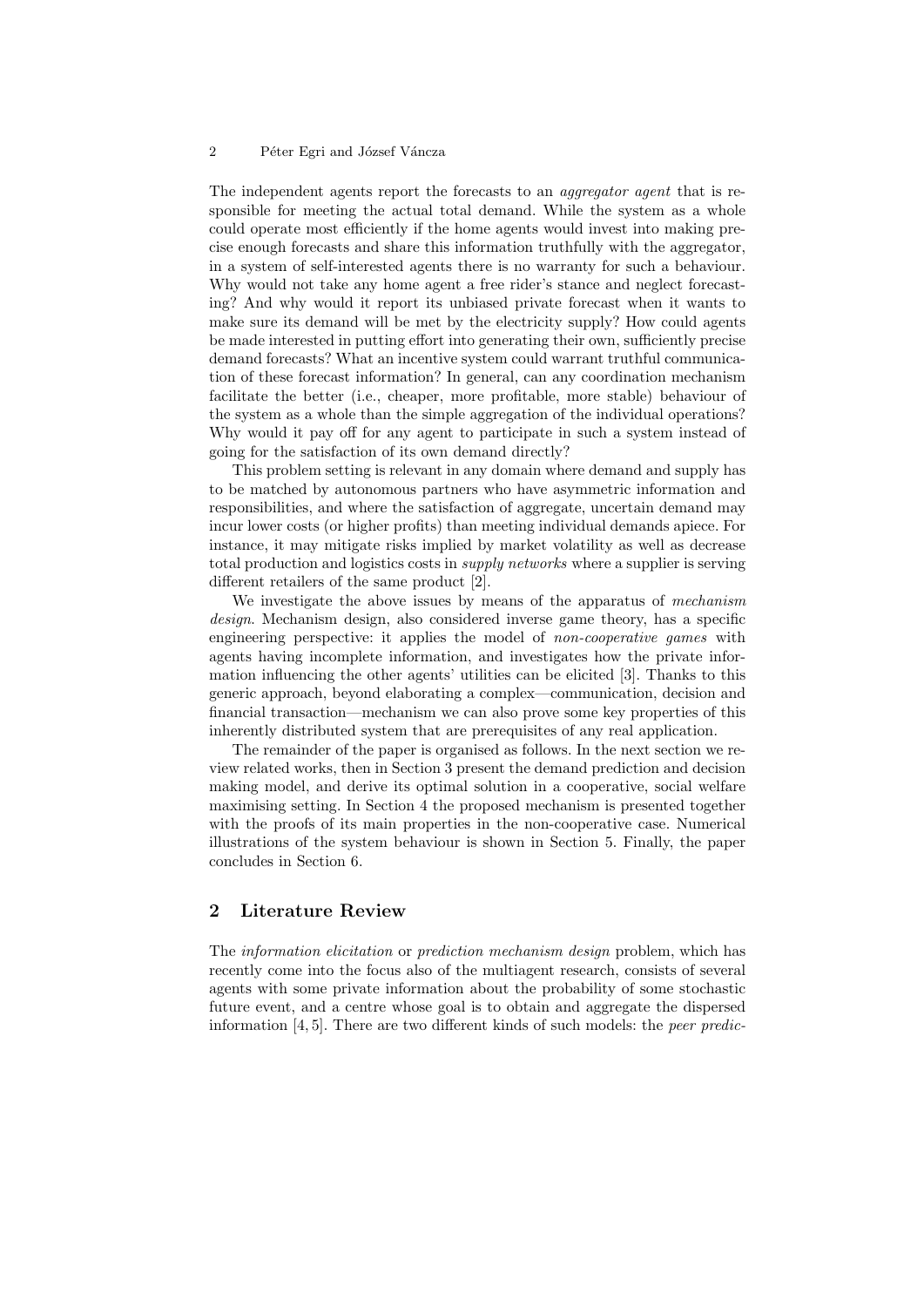The independent agents report the forecasts to an *aggregator agent* that is responsible for meeting the actual total demand. While the system as a whole could operate most efficiently if the home agents would invest into making precise enough forecasts and share this information truthfully with the aggregator, in a system of self-interested agents there is no warranty for such a behaviour. Why would not take any home agent a free rider's stance and neglect forecasting? And why would it report its unbiased private forecast when it wants to make sure its demand will be met by the electricity supply? How could agents be made interested in putting effort into generating their own, sufficiently precise demand forecasts? What an incentive system could warrant truthful communication of these forecast information? In general, can any coordination mechanism facilitate the better (i.e., cheaper, more profitable, more stable) behaviour of the system as a whole than the simple aggregation of the individual operations? Why would it pay off for any agent to participate in such a system instead of going for the satisfaction of its own demand directly?

This problem setting is relevant in any domain where demand and supply has to be matched by autonomous partners who have asymmetric information and responsibilities, and where the satisfaction of aggregate, uncertain demand may incur lower costs (or higher profits) than meeting individual demands apiece. For instance, it may mitigate risks implied by market volatility as well as decrease total production and logistics costs in *supply networks* where a supplier is serving different retailers of the same product [2].

We investigate the above issues by means of the apparatus of *mechanism design*. Mechanism design, also considered inverse game theory, has a specific engineering perspective: it applies the model of *non-cooperative games* with agents having incomplete information, and investigates how the private information influencing the other agents' utilities can be elicited [3]. Thanks to this generic approach, beyond elaborating a complex—communication, decision and financial transaction—mechanism we can also prove some key properties of this inherently distributed system that are prerequisites of any real application.

The remainder of the paper is organised as follows. In the next section we review related works, then in Section 3 present the demand prediction and decision making model, and derive its optimal solution in a cooperative, social welfare maximising setting. In Section 4 the proposed mechanism is presented together with the proofs of its main properties in the non-cooperative case. Numerical illustrations of the system behaviour is shown in Section 5. Finally, the paper concludes in Section 6.

## 2 Literature Review

The *information elicitation* or *prediction mechanism design* problem, which has recently come into the focus also of the multiagent research, consists of several agents with some private information about the probability of some stochastic future event, and a centre whose goal is to obtain and aggregate the dispersed information [4, 5]. There are two different kinds of such models: the *peer predic-*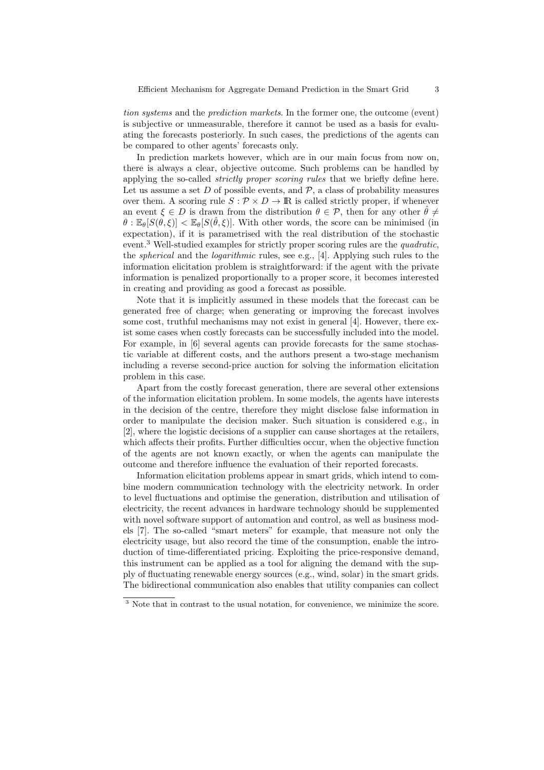*tion systems* and the *prediction markets*. In the former one, the outcome (event) is subjective or unmeasurable, therefore it cannot be used as a basis for evaluating the forecasts posteriorly. In such cases, the predictions of the agents can be compared to other agents' forecasts only.

In prediction markets however, which are in our main focus from now on, there is always a clear, objective outcome. Such problems can be handled by applying the so-called *strictly proper scoring rules* that we briefly define here. Let us assume a set $D$ of possible events, and $\mathcal{P}$, a class of probability measures over them. A scoring rule $S : \mathcal{P} \times D \to \mathbb{R}$ is called strictly proper, if whenever an event $\xi \in D$ is drawn from the distribution $\theta \in \mathcal{P}$, then for any other $\hat{\theta} \neq \theta : \mathbb{E}_\theta[S(\theta, \xi)] < \mathbb{E}_\theta[S(\hat{\theta}, \xi)]$. With other words, the score can be minimised (in expectation), if it is parametrised with the real distribution of the stochastic event.[3] Well-studied examples for strictly proper scoring rules are the *quadratic*, the *spherical* and the *logarithmic* rules, see e.g., [4]. Applying such rules to the information elicitation problem is straightforward: if the agent with the private information is penalized proportionally to a proper score, it becomes interested in creating and providing as good a forecast as possible.

Note that it is implicitly assumed in these models that the forecast can be generated free of charge; when generating or improving the forecast involves some cost, truthful mechanisms may not exist in general [4]. However, there exist some cases when costly forecasts can be successfully included into the model. For example, in [6] several agents can provide forecasts for the same stochastic variable at different costs, and the authors present a two-stage mechanism including a reverse second-price auction for solving the information elicitation problem in this case.

Apart from the costly forecast generation, there are several other extensions of the information elicitation problem. In some models, the agents have interests in the decision of the centre, therefore they might disclose false information in order to manipulate the decision maker. Such situation is considered e.g., in [2], where the logistic decisions of a supplier can cause shortages at the retailers, which affects their profits. Further difficulties occur, when the objective function of the agents are not known exactly, or when the agents can manipulate the outcome and therefore influence the evaluation of their reported forecasts.

Information elicitation problems appear in smart grids, which intend to combine modern communication technology with the electricity network. In order to level fluctuations and optimise the generation, distribution and utilisation of electricity, the recent advances in hardware technology should be supplemented with novel software support of automation and control, as well as business models [7]. The so-called "smart meters" for example, that measure not only the electricity usage, but also record the time of the consumption, enable the introduction of time-differentiated pricing. Exploiting the price-responsive demand, this instrument can be applied as a tool for aligning the demand with the supply of fluctuating renewable energy sources (e.g., wind, solar) in the smart grids. The bidirectional communication also enables that utility companies can collect

[3] Note that in contrast to the usual notation, for convenience, we minimize the score.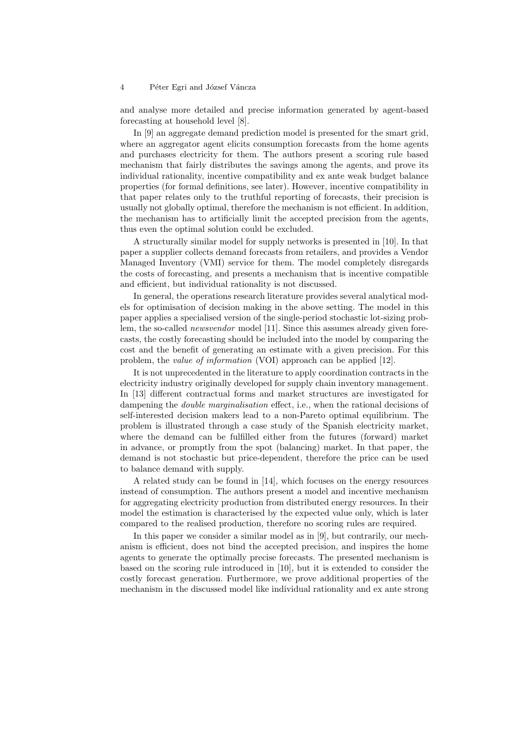and analyse more detailed and precise information generated by agent-based forecasting at household level [8].

In [9] an aggregate demand prediction model is presented for the smart grid, where an aggregator agent elicits consumption forecasts from the home agents and purchases electricity for them. The authors present a scoring rule based mechanism that fairly distributes the savings among the agents, and prove its individual rationality, incentive compatibility and ex ante weak budget balance properties (for formal definitions, see later). However, incentive compatibility in that paper relates only to the truthful reporting of forecasts, their precision is usually not globally optimal, therefore the mechanism is not efficient. In addition, the mechanism has to artificially limit the accepted precision from the agents, thus even the optimal solution could be excluded.

A structurally similar model for supply networks is presented in [10]. In that paper a supplier collects demand forecasts from retailers, and provides a Vendor Managed Inventory (VMI) service for them. The model completely disregards the costs of forecasting, and presents a mechanism that is incentive compatible and efficient, but individual rationality is not discussed.

In general, the operations research literature provides several analytical models for optimisation of decision making in the above setting. The model in this paper applies a specialised version of the single-period stochastic lot-sizing problem, the so-called *newsvendor* model [11]. Since this assumes already given forecasts, the costly forecasting should be included into the model by comparing the cost and the benefit of generating an estimate with a given precision. For this problem, the *value of information* (VOI) approach can be applied [12].

It is not unprecedented in the literature to apply coordination contracts in the electricity industry originally developed for supply chain inventory management. In [13] different contractual forms and market structures are investigated for dampening the *double marginalisation* effect, i.e., when the rational decisions of self-interested decision makers lead to a non-Pareto optimal equilibrium. The problem is illustrated through a case study of the Spanish electricity market, where the demand can be fulfilled either from the futures (forward) market in advance, or promptly from the spot (balancing) market. In that paper, the demand is not stochastic but price-dependent, therefore the price can be used to balance demand with supply.

A related study can be found in [14], which focuses on the energy resources instead of consumption. The authors present a model and incentive mechanism for aggregating electricity production from distributed energy resources. In their model the estimation is characterised by the expected value only, which is later compared to the realised production, therefore no scoring rules are required.

In this paper we consider a similar model as in [9], but contrarily, our mechanism is efficient, does not bind the accepted precision, and inspires the home agents to generate the optimally precise forecasts. The presented mechanism is based on the scoring rule introduced in [10], but it is extended to consider the costly forecast generation. Furthermore, we prove additional properties of the mechanism in the discussed model like individual rationality and ex ante strong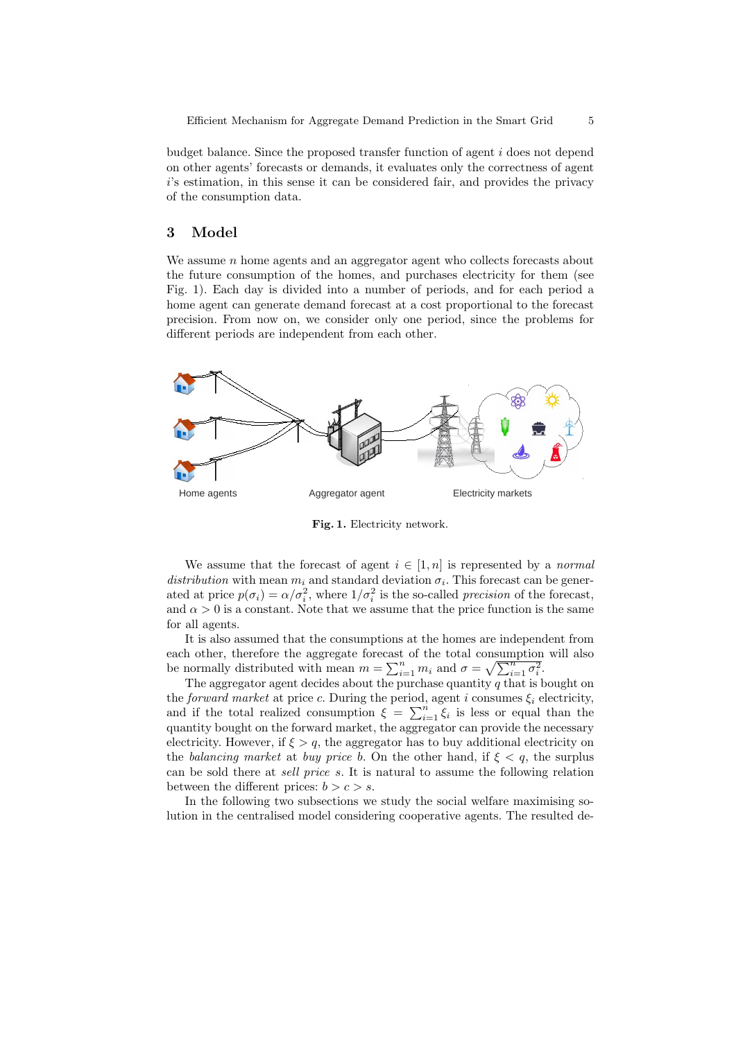budget balance. Since the proposed transfer function of agent $i$ does not depend on other agents' forecasts or demands, it evaluates only the correctness of agent $i$'s estimation, in this sense it can be considered fair, and provides the privacy of the consumption data.

## 3 Model

We assume $n$ home agents and an aggregator agent who collects forecasts about the future consumption of the homes, and purchases electricity for them (see Fig. 1). Each day is divided into a number of periods, and for each period a home agent can generate demand forecast at a cost proportional to the forecast precision. From now on, we consider only one period, since the problems for different periods are independent from each other.

Home agents Aggregator agent Electricity markets

**Fig. 1.** Electricity network.

We assume that the forecast of agent $i \in [1, n]$ is represented by a *normal distribution* with mean $m_i$ and standard deviation $\sigma_i$. This forecast can be generated at price $p(\sigma_i) = \alpha/\sigma_i^2$, where $1/\sigma_i^2$ is the so-called *precision* of the forecast, and $\alpha > 0$ is a constant. Note that we assume that the price function is the same for all agents.

It is also assumed that the consumptions at the homes are independent from each other, therefore the aggregate forecast of the total consumption will also be normally distributed with mean $m = \sum_{i=1}^{n} m_i$ and $\sigma = \sqrt{\sum_{i=1}^{n} \sigma_i^2}$.

The aggregator agent decides about the purchase quantity $q$ that is bought on the *forward market* at price $c$. During the period, agent $i$ consumes $\xi_i$ electricity, and if the total realized consumption $\xi = \sum_{i=1}^{n} \xi_i$ is less or equal than the quantity bought on the forward market, the aggregator can provide the necessary electricity. However, if $\xi > q$, the aggregator has to buy additional electricity on the *balancing market* at *buy price* $b$. On the other hand, if $\xi < q$, the surplus can be sold there at *sell price* $s$. It is natural to assume the following relation between the different prices: $b > c > s$.

In the following two subsections we study the social welfare maximising solution in the centralised model considering cooperative agents. The resulted de-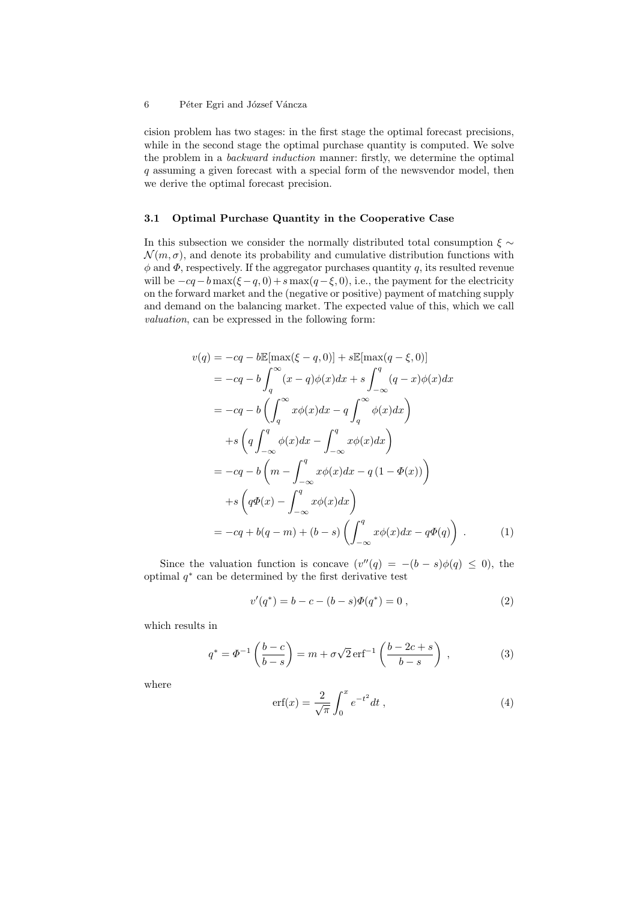cision problem has two stages: in the first stage the optimal forecast precisions, while in the second stage the optimal purchase quantity is computed. We solve the problem in a *backward induction* manner: firstly, we determine the optimal $q$ assuming a given forecast with a special form of the newsvendor model, then we derive the optimal forecast precision.

### 3.1 Optimal Purchase Quantity in the Cooperative Case

In this subsection we consider the normally distributed total consumption $\xi \sim \mathcal{N}(m, \sigma)$, and denote its probability and cumulative distribution functions with $\phi$ and $\Phi$, respectively. If the aggregator purchases quantity $q$, its resulted revenue will be $-cq - b\max(\xi - q, 0) + s\max(q - \xi, 0)$, i.e., the payment for the electricity on the forward market and the (negative or positive) payment of matching supply and demand on the balancing market. The expected value of this, which we call *valuation*, can be expressed in the following form:

$$
\begin{aligned}
v(q) &= -cq - b\mathbb{E}[\max(\xi - q, 0)] + s\mathbb{E}[\max(q - \xi, 0)] \\
&= -cq - b\int_q^\infty (x - q)\phi(x)dx + s\int_{-\infty}^q (q - x)\phi(x)dx \\
&= -cq - b\left(\int_q^\infty x\phi(x)dx - q\int_q^\infty \phi(x)dx\right) \\
&\quad + s\left(q\int_{-\infty}^q \phi(x)dx - \int_{-\infty}^q x\phi(x)dx\right) \\
&= -cq - b\left(m - \int_{-\infty}^q x\phi(x)dx - q\left(1 - \Phi(x)\right)\right) \\
&\quad + s\left(q\Phi(x) - \int_{-\infty}^q x\phi(x)dx\right) \\
&= -cq + b(q - m) + (b - s)\left(\int_{-\infty}^q x\phi(x)dx - q\Phi(q)\right) \ . \qquad (1)
\end{aligned}
$$

Since the valuation function is concave ($v''(q) = -(b - s)\phi(q) \leq 0$), the optimal $q^*$ can be determined by the first derivative test

$$
v'(q^*) = b - c - (b - s)\Phi(q^*) = 0 \ , \qquad (2)
$$

which results in

$$
q^* = \Phi^{-1}\left(\frac{b - c}{b - s}\right) = m + \sigma\sqrt{2}\,\mathrm{erf}^{-1}\left(\frac{b - 2c + s}{b - s}\right) \ , \qquad (3)
$$

where

$$
\mathrm{erf}(x) = \frac{2}{\sqrt{\pi}}\int_0^x e^{-t^2}dt \ , \qquad (4)
$$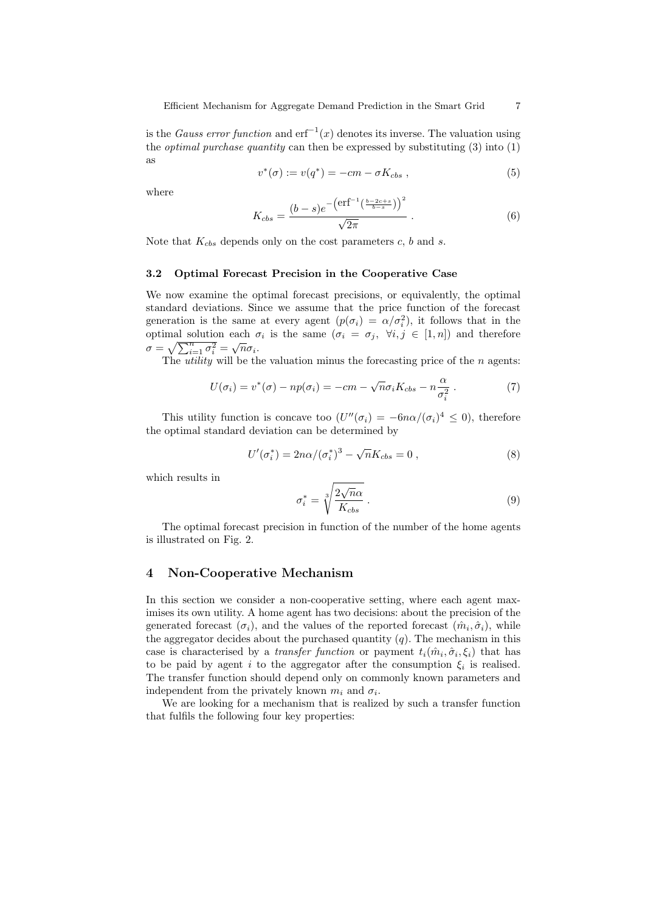is the *Gauss error function* and $\mathrm{erf}^{-1}(x)$ denotes its inverse. The valuation using the *optimal purchase quantity* can then be expressed by substituting (3) into (1) as

$$v^*(\sigma) := v(q^*) = -cm - \sigma K_{cbs} \ , \tag{5}$$

where

$$K_{cbs} = \frac{(b-s)e^{-\left(\mathrm{erf}^{-1}\left(\frac{b-2c+s}{b-s}\right)\right)^2}}{\sqrt{2\pi}} \ . \tag{6}$$

Note that $K_{cbs}$ depends only on the cost parameters $c$, $b$ and $s$.

### 3.2 Optimal Forecast Precision in the Cooperative Case

We now examine the optimal forecast precisions, or equivalently, the optimal standard deviations. Since we assume that the price function of the forecast generation is the same at every agent ($p(\sigma_i) = \alpha/\sigma_i^2$), it follows that in the optimal solution each $\sigma_i$ is the same ($\sigma_i = \sigma_j, \ \forall i,j \in [1,n]$) and therefore $\sigma = \sqrt{\sum_{i=1}^{n} \sigma_i^2} = \sqrt{n}\sigma_i$.

The *utility* will be the valuation minus the forecasting price of the $n$ agents:

$$U(\sigma_i) = v^*(\sigma) - np(\sigma_i) = -cm - \sqrt{n}\sigma_i K_{cbs} - n\frac{\alpha}{\sigma_i^2} \ . \tag{7}$$

This utility function is concave too ($U''(\sigma_i) = -6n\alpha/(\sigma_i)^4 \leq 0$), therefore the optimal standard deviation can be determined by

$$U'(\sigma_i^*) = 2n\alpha/(\sigma_i^*)^3 - \sqrt{n}K_{cbs} = 0 \ , \tag{8}$$

which results in

$$\sigma_i^* = \sqrt[3]{\frac{2\sqrt{n}\alpha}{K_{cbs}}} \ . \tag{9}$$

The optimal forecast precision in function of the number of the home agents is illustrated on Fig. 2.

## 4 Non-Cooperative Mechanism

In this section we consider a non-cooperative setting, where each agent maximises its own utility. A home agent has two decisions: about the precision of the generated forecast ($\sigma_i$), and the values of the reported forecast ($\hat{m}_i, \hat{\sigma}_i$), while the aggregator decides about the purchased quantity ($q$). The mechanism in this case is characterised by a *transfer function* or payment $t_i(\hat{m}_i, \hat{\sigma}_i, \xi_i)$ that has to be paid by agent $i$ to the aggregator after the consumption $\xi_i$ is realised. The transfer function should depend only on commonly known parameters and independent from the privately known $m_i$ and $\sigma_i$.

We are looking for a mechanism that is realized by such a transfer function that fulfils the following four key properties: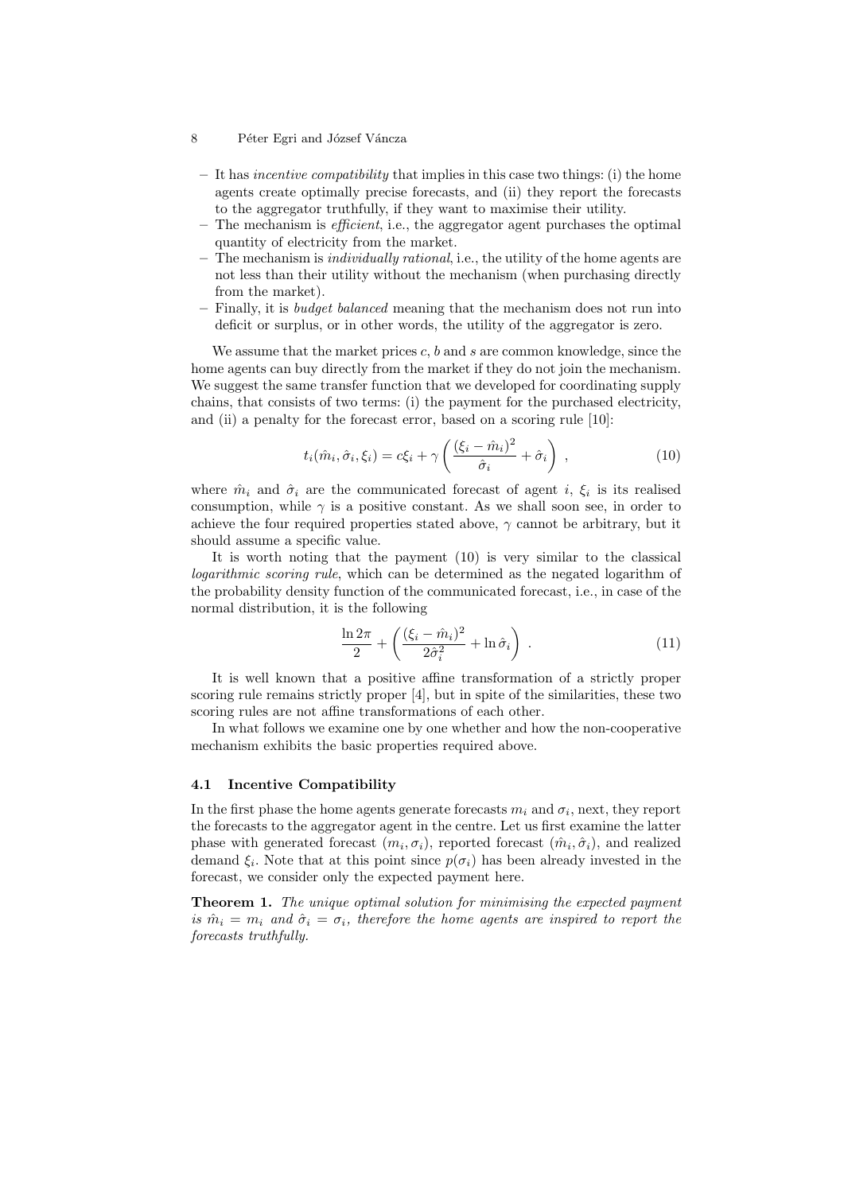- It has *incentive compatibility* that implies in this case two things: (i) the home agents create optimally precise forecasts, and (ii) they report the forecasts to the aggregator truthfully, if they want to maximise their utility.
- The mechanism is *efficient*, i.e., the aggregator agent purchases the optimal quantity of electricity from the market.
- The mechanism is *individually rational*, i.e., the utility of the home agents are not less than their utility without the mechanism (when purchasing directly from the market).
- Finally, it is *budget balanced* meaning that the mechanism does not run into deficit or surplus, or in other words, the utility of the aggregator is zero.

We assume that the market prices $c$, $b$ and $s$ are common knowledge, since the home agents can buy directly from the market if they do not join the mechanism. We suggest the same transfer function that we developed for coordinating supply chains, that consists of two terms: (i) the payment for the purchased electricity, and (ii) a penalty for the forecast error, based on a scoring rule [10]:

$$t_i(\hat{m}_i, \hat{\sigma}_i, \xi_i) = c\xi_i + \gamma \left( \frac{(\xi_i - \hat{m}_i)^2}{\hat{\sigma}_i} + \hat{\sigma}_i \right) , \tag{10}$$

where $\hat{m}_i$ and $\hat{\sigma}_i$ are the communicated forecast of agent $i$, $\xi_i$ is its realised consumption, while $\gamma$ is a positive constant. As we shall soon see, in order to achieve the four required properties stated above, $\gamma$ cannot be arbitrary, but it should assume a specific value.

It is worth noting that the payment (10) is very similar to the classical *logarithmic scoring rule*, which can be determined as the negated logarithm of the probability density function of the communicated forecast, i.e., in case of the normal distribution, it is the following

$$\frac{\ln 2\pi}{2} + \left( \frac{(\xi_i - \hat{m}_i)^2}{2\hat{\sigma}_i^2} + \ln \hat{\sigma}_i \right) . \tag{11}$$

It is well known that a positive affine transformation of a strictly proper scoring rule remains strictly proper [4], but in spite of the similarities, these two scoring rules are not affine transformations of each other.

In what follows we examine one by one whether and how the non-cooperative mechanism exhibits the basic properties required above.

### 4.1 Incentive Compatibility

In the first phase the home agents generate forecasts $m_i$ and $\sigma_i$, next, they report the forecasts to the aggregator agent in the centre. Let us first examine the latter phase with generated forecast $(m_i, \sigma_i)$, reported forecast $(\hat{m}_i, \hat{\sigma}_i)$, and realized demand $\xi_i$. Note that at this point since $p(\sigma_i)$ has been already invested in the forecast, we consider only the expected payment here.

**Theorem 1.** *The unique optimal solution for minimising the expected payment is $\hat{m}_i = m_i$ and $\hat{\sigma}_i = \sigma_i$, therefore the home agents are inspired to report the forecasts truthfully.*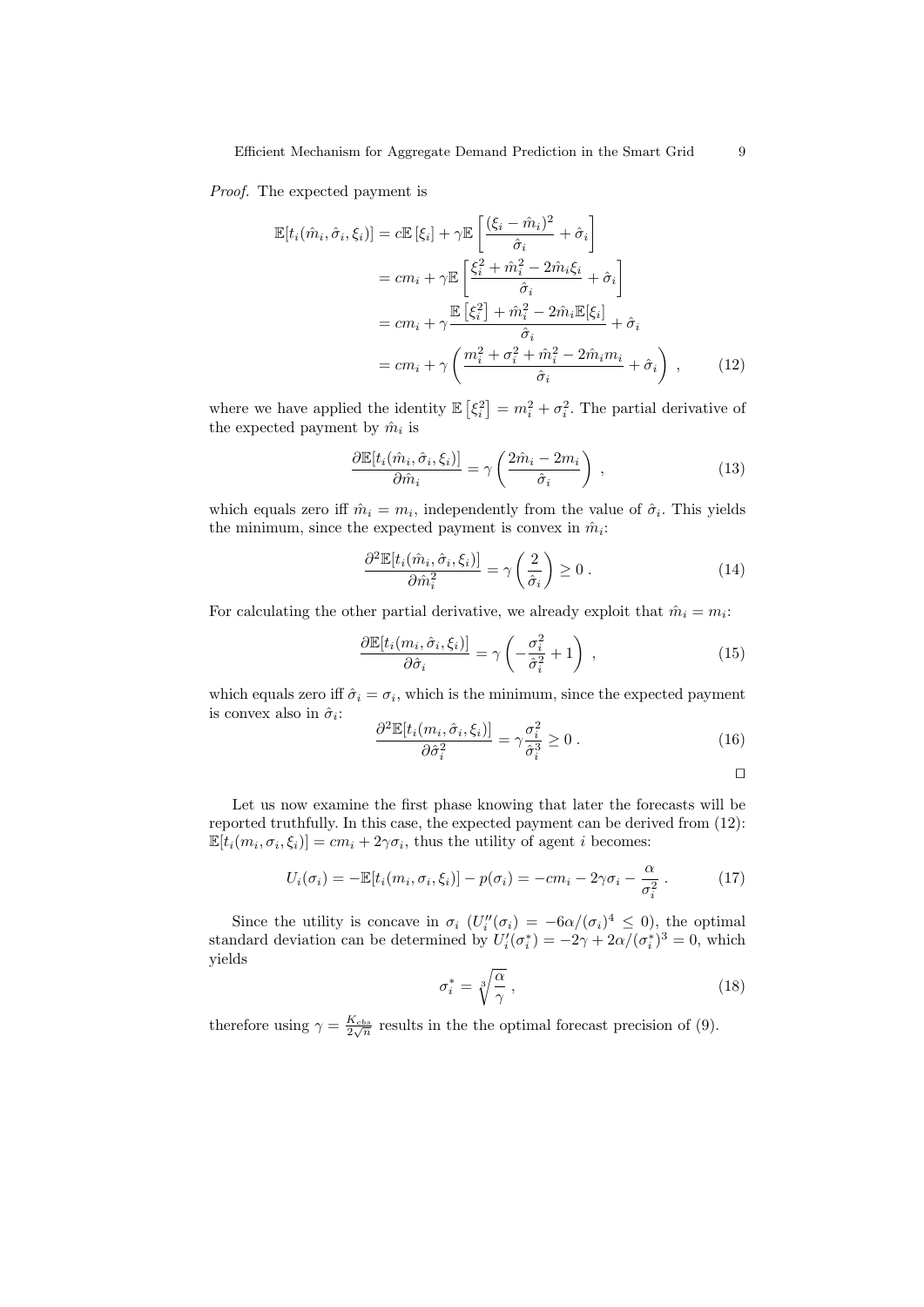*Proof.* The expected payment is

$$
\begin{aligned}
\mathbb{E}[t_i(\hat{m}_i, \hat{\sigma}_i, \xi_i)] &= c\mathbb{E}\left[\xi_i\right] + \gamma\mathbb{E}\left[\frac{(\xi_i - \hat{m}_i)^2}{\hat{\sigma}_i} + \hat{\sigma}_i\right] \\
&= cm_i + \gamma\mathbb{E}\left[\frac{\xi_i^2 + \hat{m}_i^2 - 2\hat{m}_i\xi_i}{\hat{\sigma}_i} + \hat{\sigma}_i\right] \\
&= cm_i + \gamma\frac{\mathbb{E}\left[\xi_i^2\right] + \hat{m}_i^2 - 2\hat{m}_i\mathbb{E}[\xi_i]}{\hat{\sigma}_i} + \hat{\sigma}_i \\
&= cm_i + \gamma\left(\frac{m_i^2 + \sigma_i^2 + \hat{m}_i^2 - 2\hat{m}_i m_i}{\hat{\sigma}_i} + \hat{\sigma}_i\right) , \qquad (12)
\end{aligned}
$$

where we have applied the identity $\mathbb{E}\left[\xi_i^2\right] = m_i^2 + \sigma_i^2$. The partial derivative of the expected payment by $\hat{m}_i$ is

$$
\frac{\partial\mathbb{E}[t_i(\hat{m}_i, \hat{\sigma}_i, \xi_i)]}{\partial\hat{m}_i} = \gamma\left(\frac{2\hat{m}_i - 2m_i}{\hat{\sigma}_i}\right) , \qquad (13)
$$

which equals zero iff $\hat{m}_i = m_i$, independently from the value of $\hat{\sigma}_i$. This yields the minimum, since the expected payment is convex in $\hat{m}_i$:

$$
\frac{\partial^2\mathbb{E}[t_i(\hat{m}_i, \hat{\sigma}_i, \xi_i)]}{\partial\hat{m}_i^2} = \gamma\left(\frac{2}{\hat{\sigma}_i}\right) \geq 0 . \qquad (14)
$$

For calculating the other partial derivative, we already exploit that $\hat{m}_i = m_i$:

$$
\frac{\partial\mathbb{E}[t_i(m_i, \hat{\sigma}_i, \xi_i)]}{\partial\hat{\sigma}_i} = \gamma\left(-\frac{\sigma_i^2}{\hat{\sigma}_i^2} + 1\right) , \qquad (15)
$$

which equals zero iff $\hat{\sigma}_i = \sigma_i$, which is the minimum, since the expected payment is convex also in $\hat{\sigma}_i$:

$$
\frac{\partial^2\mathbb{E}[t_i(m_i, \hat{\sigma}_i, \xi_i)]}{\partial\hat{\sigma}_i^2} = \gamma\frac{\sigma_i^2}{\hat{\sigma}_i^3} \geq 0 . \qquad (16)
$$

□

Let us now examine the first phase knowing that later the forecasts will be reported truthfully. In this case, the expected payment can be derived from (12): $\mathbb{E}[t_i(m_i, \sigma_i, \xi_i)] = cm_i + 2\gamma\sigma_i$, thus the utility of agent $i$ becomes:

$$
U_i(\sigma_i) = -\mathbb{E}[t_i(m_i, \sigma_i, \xi_i)] - p(\sigma_i) = -cm_i - 2\gamma\sigma_i - \frac{\alpha}{\sigma_i^2} . \qquad (17)
$$

Since the utility is concave in $\sigma_i$ ($U_i''(\sigma_i) = -6\alpha/(\sigma_i)^4 \leq 0$), the optimal standard deviation can be determined by $U_i'(\sigma_i^*) = -2\gamma + 2\alpha/(\sigma_i^*)^3 = 0$, which yields

$$
\sigma_i^* = \sqrt[3]{\frac{\alpha}{\gamma}} , \qquad (18)
$$

therefore using $\gamma = \frac{K_{cbs}}{2\sqrt{n}}$ results in the the optimal forecast precision of (9).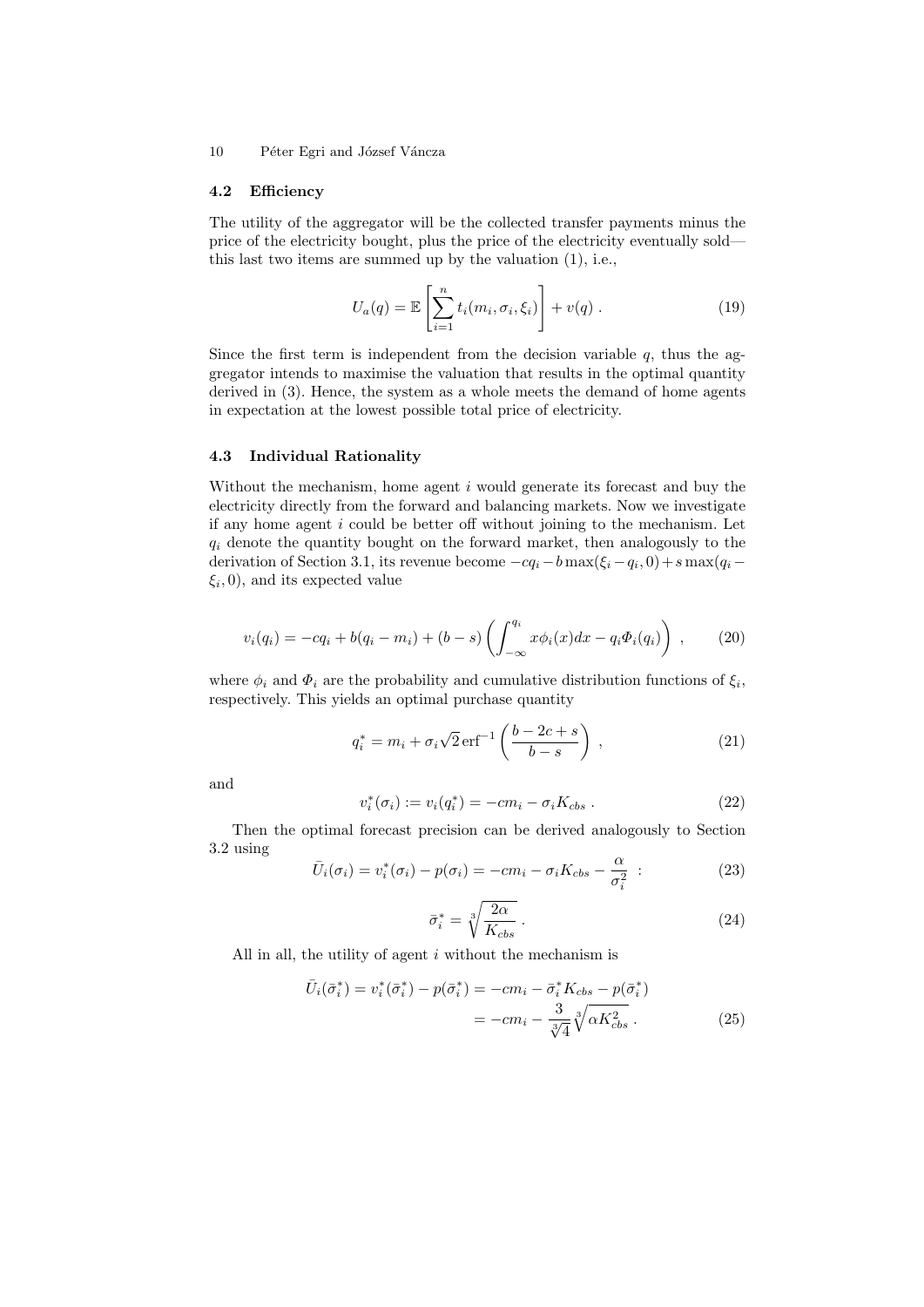### 4.2 Efficiency

The utility of the aggregator will be the collected transfer payments minus the price of the electricity bought, plus the price of the electricity eventually sold—this last two items are summed up by the valuation (1), i.e.,

$$U_a(q) = \mathbb{E}\left[\sum_{i=1}^{n} t_i(m_i, \sigma_i, \xi_i)\right] + v(q) \; . \tag{19}$$

Since the first term is independent from the decision variable $q$, thus the aggregator intends to maximise the valuation that results in the optimal quantity derived in (3). Hence, the system as a whole meets the demand of home agents in expectation at the lowest possible total price of electricity.

### 4.3 Individual Rationality

Without the mechanism, home agent $i$ would generate its forecast and buy the electricity directly from the forward and balancing markets. Now we investigate if any home agent $i$ could be better off without joining to the mechanism. Let $q_i$ denote the quantity bought on the forward market, then analogously to the derivation of Section 3.1, its revenue become $-cq_i - b\max(\xi_i - q_i, 0) + s\max(q_i - \xi_i, 0)$, and its expected value

$$v_i(q_i) = -cq_i + b(q_i - m_i) + (b - s)\left(\int_{-\infty}^{q_i} x\phi_i(x)dx - q_i\Phi_i(q_i)\right) \; , \tag{20}$$

where $\phi_i$ and $\Phi_i$ are the probability and cumulative distribution functions of $\xi_i$, respectively. This yields an optimal purchase quantity

$$q_i^* = m_i + \sigma_i\sqrt{2}\,\mathrm{erf}^{-1}\left(\frac{b - 2c + s}{b - s}\right) \; , \tag{21}$$

and

$$v_i^*(\sigma_i) := v_i(q_i^*) = -cm_i - \sigma_i K_{cbs} \; . \tag{22}$$

Then the optimal forecast precision can be derived analogously to Section 3.2 using

$$\bar{U}_i(\sigma_i) = v_i^*(\sigma_i) - p(\sigma_i) = -cm_i - \sigma_i K_{cbs} - \frac{\alpha}{\sigma_i^2} \; : \tag{23}$$

$$\bar{\sigma}_i^* = \sqrt[3]{\frac{2\alpha}{K_{cbs}}} \; . \tag{24}$$

All in all, the utility of agent $i$ without the mechanism is

$$\begin{aligned}\bar{U}_i(\bar{\sigma}_i^*) = v_i^*(\bar{\sigma}_i^*) - p(\bar{\sigma}_i^*) &= -cm_i - \bar{\sigma}_i^* K_{cbs} - p(\bar{\sigma}_i^*) \\ &= -cm_i - \frac{3}{\sqrt[3]{4}}\sqrt[3]{\alpha K_{cbs}^2} \; .\end{aligned} \tag{25}$$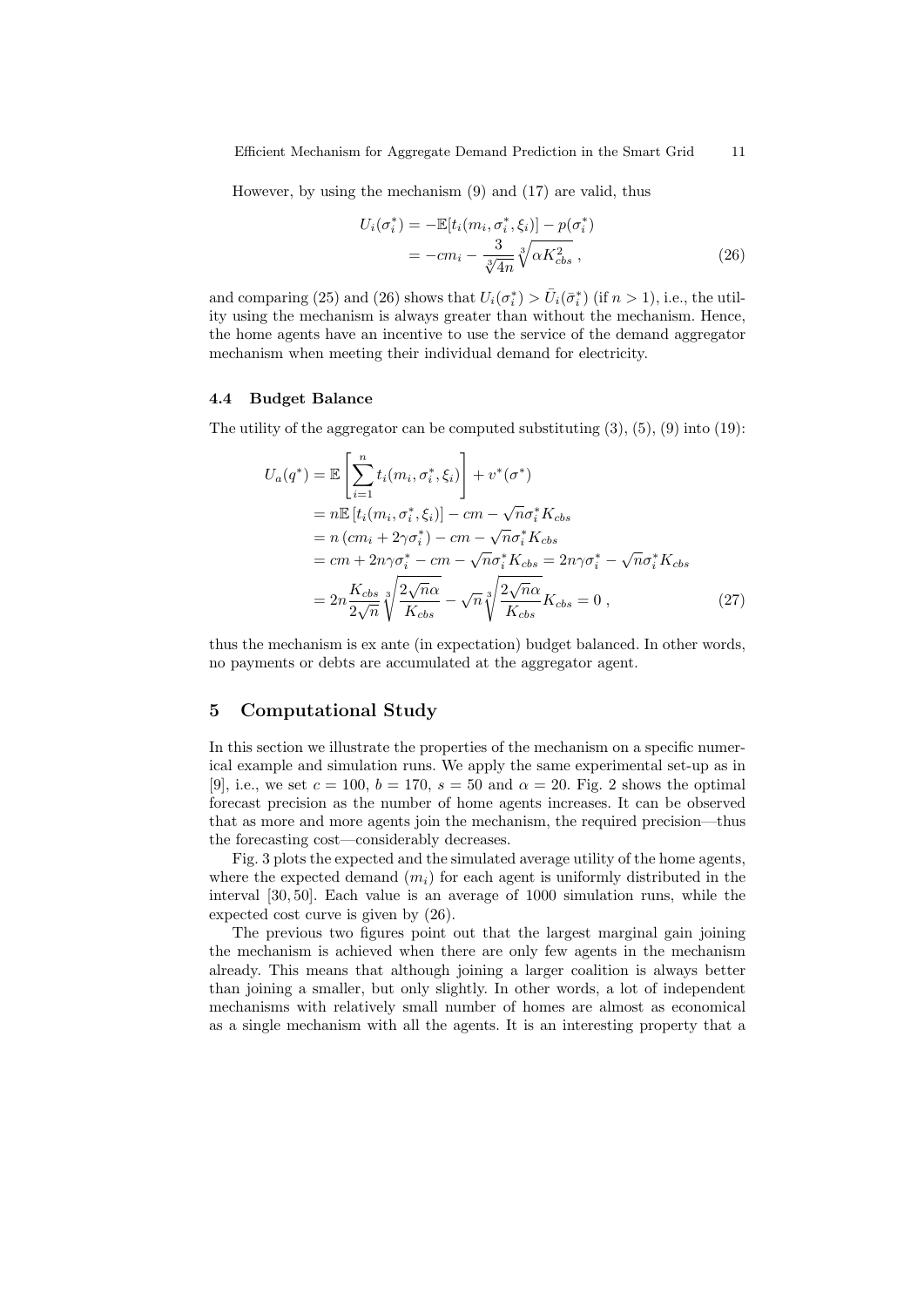However, by using the mechanism (9) and (17) are valid, thus

$$
\begin{aligned}
U_i(\sigma_i^*) &= -\mathbb{E}[t_i(m_i, \sigma_i^*, \xi_i)] - p(\sigma_i^*) \\
&= -cm_i - \frac{3}{\sqrt[3]{4n}} \sqrt[3]{\alpha K_{cbs}^2} \; ,
\end{aligned} \tag{26}
$$

and comparing (25) and (26) shows that $U_i(\sigma_i^*) > \bar{U}_i(\bar{\sigma}_i^*)$ (if $n > 1$), i.e., the utility using the mechanism is always greater than without the mechanism. Hence, the home agents have an incentive to use the service of the demand aggregator mechanism when meeting their individual demand for electricity.

### 4.4 Budget Balance

The utility of the aggregator can be computed substituting (3), (5), (9) into (19):

$$
\begin{aligned}
U_a(q^*) &= \mathbb{E}\left[\sum_{i=1}^{n} t_i(m_i, \sigma_i^*, \xi_i)\right] + v^*(\sigma^*) \\
&= n\mathbb{E}\left[t_i(m_i, \sigma_i^*, \xi_i)\right] - cm - \sqrt{n}\sigma_i^* K_{cbs} \\
&= n\left(cm_i + 2\gamma\sigma_i^*\right) - cm - \sqrt{n}\sigma_i^* K_{cbs} \\
&= cm + 2n\gamma\sigma_i^* - cm - \sqrt{n}\sigma_i^* K_{cbs} = 2n\gamma\sigma_i^* - \sqrt{n}\sigma_i^* K_{cbs} \\
&= 2n\frac{K_{cbs}}{2\sqrt{n}}\sqrt[3]{\frac{2\sqrt{n}\alpha}{K_{cbs}}} - \sqrt{n}\sqrt[3]{\frac{2\sqrt{n}\alpha}{K_{cbs}}} K_{cbs} = 0 \; ,
\end{aligned} \tag{27}
$$

thus the mechanism is ex ante (in expectation) budget balanced. In other words, no payments or debts are accumulated at the aggregator agent.

## 5 Computational Study

In this section we illustrate the properties of the mechanism on a specific numerical example and simulation runs. We apply the same experimental set-up as in [9], i.e., we set $c = 100$, $b = 170$, $s = 50$ and $\alpha = 20$. Fig. 2 shows the optimal forecast precision as the number of home agents increases. It can be observed that as more and more agents join the mechanism, the required precision—thus the forecasting cost—considerably decreases.

Fig. 3 plots the expected and the simulated average utility of the home agents, where the expected demand ($m_i$) for each agent is uniformly distributed in the interval $[30, 50]$. Each value is an average of 1000 simulation runs, while the expected cost curve is given by (26).

The previous two figures point out that the largest marginal gain joining the mechanism is achieved when there are only few agents in the mechanism already. This means that although joining a larger coalition is always better than joining a smaller, but only slightly. In other words, a lot of independent mechanisms with relatively small number of homes are almost as economical as a single mechanism with all the agents. It is an interesting property that a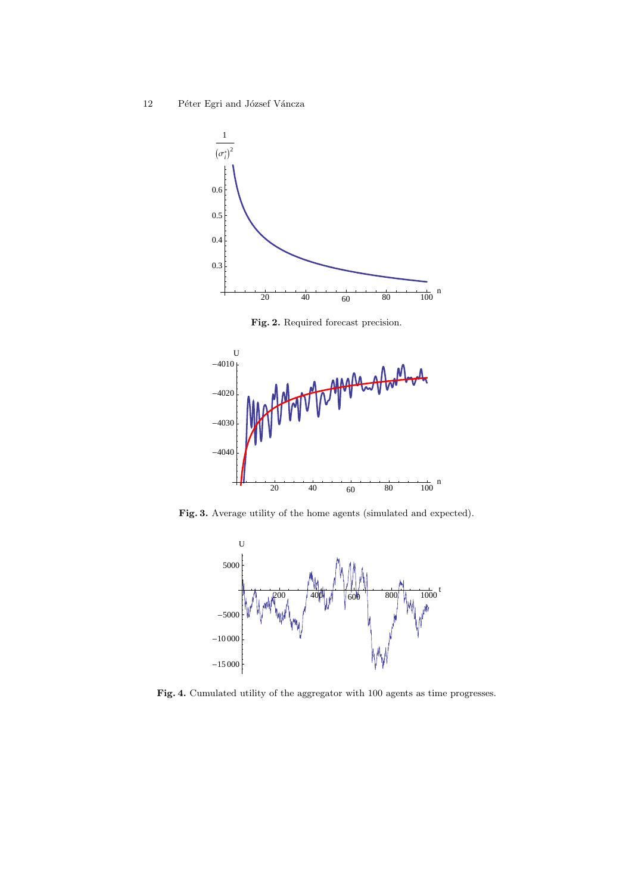Fig. 2. Required forecast precision.

Fig. 3. Average utility of the home agents (simulated and expected).

Fig. 4. Cumulated utility of the aggregator with 100 agents as time progresses.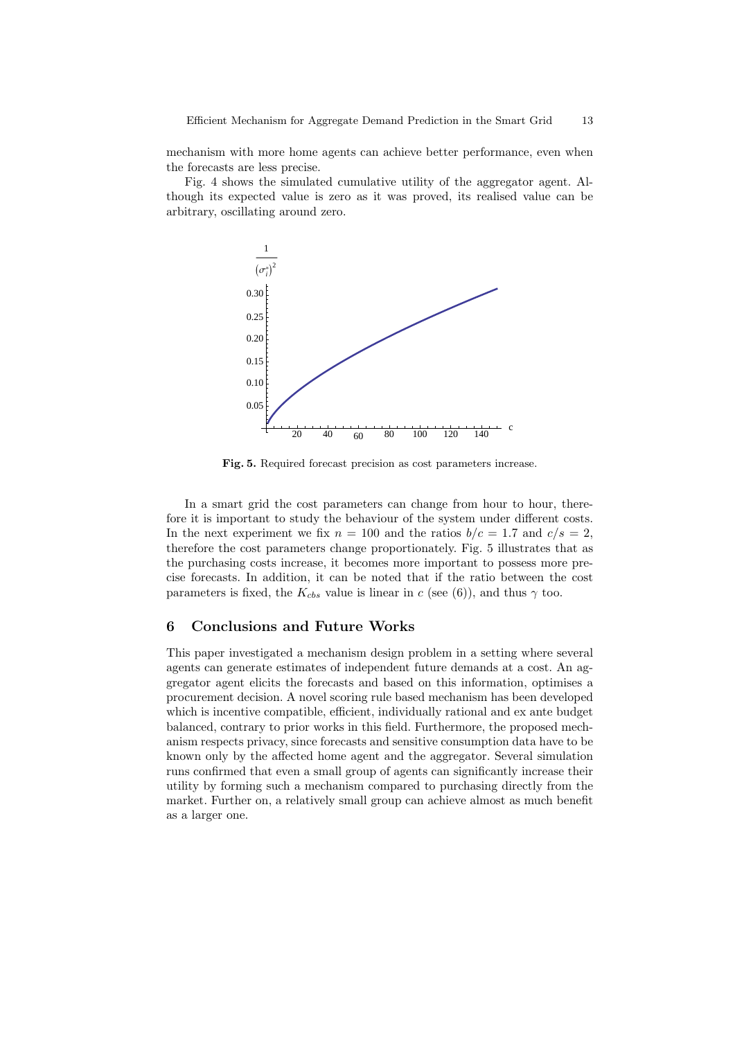mechanism with more home agents can achieve better performance, even when the forecasts are less precise.

Fig. 4 shows the simulated cumulative utility of the aggregator agent. Although its expected value is zero as it was proved, its realised value can be arbitrary, oscillating around zero.

**Fig. 5.** Required forecast precision as cost parameters increase.

In a smart grid the cost parameters can change from hour to hour, therefore it is important to study the behaviour of the system under different costs. In the next experiment we fix $n = 100$ and the ratios $b/c = 1.7$ and $c/s = 2$, therefore the cost parameters change proportionately. Fig. 5 illustrates that as the purchasing costs increase, it becomes more important to possess more precise forecasts. In addition, it can be noted that if the ratio between the cost parameters is fixed, the $K_{cbs}$ value is linear in $c$ (see (6)), and thus $\gamma$ too.

## 6 Conclusions and Future Works

This paper investigated a mechanism design problem in a setting where several agents can generate estimates of independent future demands at a cost. An aggregator agent elicits the forecasts and based on this information, optimises a procurement decision. A novel scoring rule based mechanism has been developed which is incentive compatible, efficient, individually rational and ex ante budget balanced, contrary to prior works in this field. Furthermore, the proposed mechanism respects privacy, since forecasts and sensitive consumption data have to be known only by the affected home agent and the aggregator. Several simulation runs confirmed that even a small group of agents can significantly increase their utility by forming such a mechanism compared to purchasing directly from the market. Further on, a relatively small group can achieve almost as much benefit as a larger one.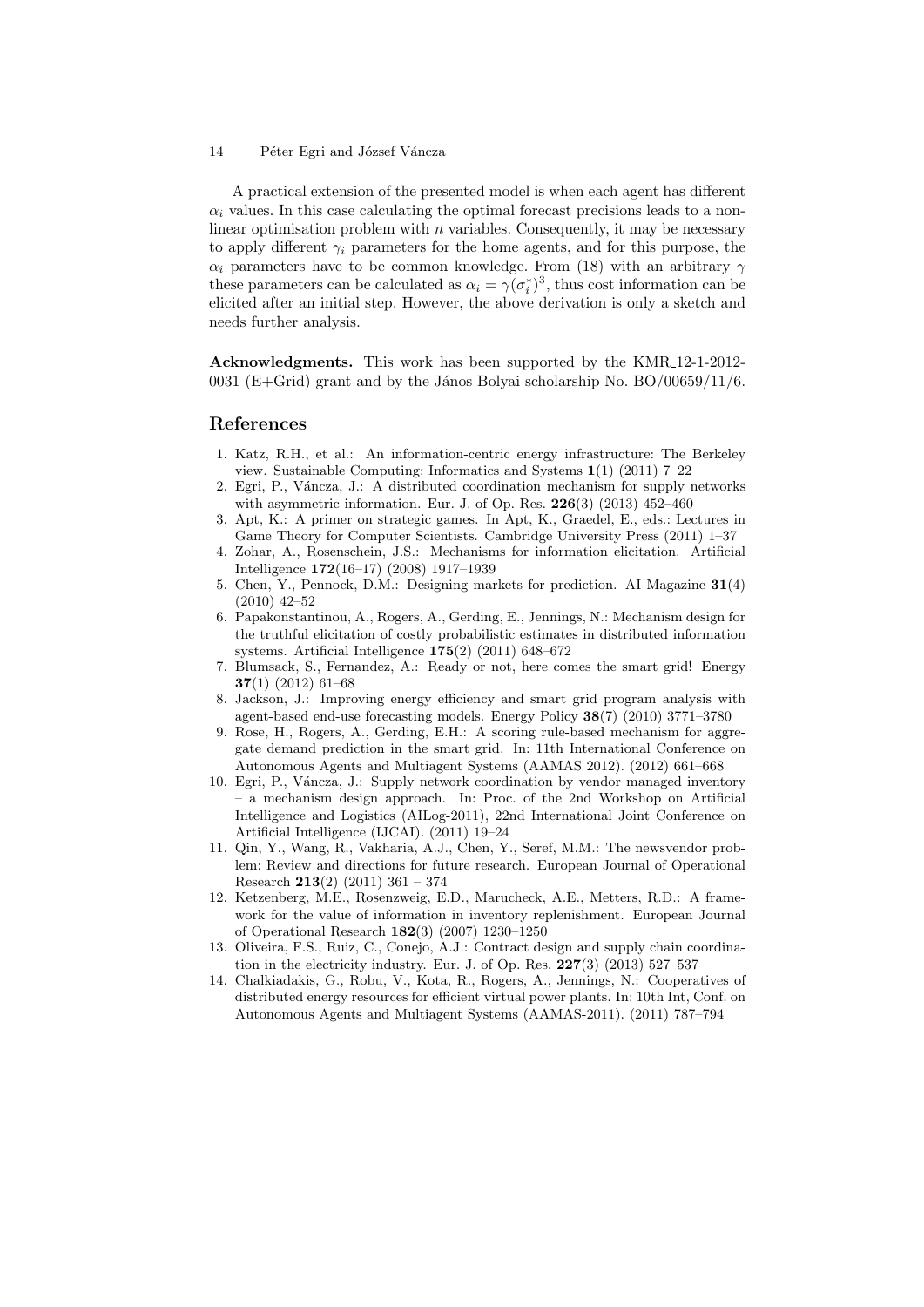A practical extension of the presented model is when each agent has different $\alpha_i$ values. In this case calculating the optimal forecast precisions leads to a non-linear optimisation problem with $n$ variables. Consequently, it may be necessary to apply different $\gamma_i$ parameters for the home agents, and for this purpose, the $\alpha_i$ parameters have to be common knowledge. From (18) with an arbitrary $\gamma$ these parameters can be calculated as $\alpha_i = \gamma(\sigma_i^*)^3$, thus cost information can be elicited after an initial step. However, the above derivation is only a sketch and needs further analysis.

**Acknowledgments.** This work has been supported by the KMR_12-1-2012-0031 (E+Grid) grant and by the János Bolyai scholarship No. BO/00659/11/6.

## References

1. Katz, R.H., et al.: An information-centric energy infrastructure: The Berkeley view. Sustainable Computing: Informatics and Systems **1**(1) (2011) 7–22
2. Egri, P., Váncza, J.: A distributed coordination mechanism for supply networks with asymmetric information. Eur. J. of Op. Res. **226**(3) (2013) 452–460
3. Apt, K.: A primer on strategic games. In Apt, K., Graedel, E., eds.: Lectures in Game Theory for Computer Scientists. Cambridge University Press (2011) 1–37
4. Zohar, A., Rosenschein, J.S.: Mechanisms for information elicitation. Artificial Intelligence **172**(16–17) (2008) 1917–1939
5. Chen, Y., Pennock, D.M.: Designing markets for prediction. AI Magazine **31**(4) (2010) 42–52
6. Papakonstantinou, A., Rogers, A., Gerding, E., Jennings, N.: Mechanism design for the truthful elicitation of costly probabilistic estimates in distributed information systems. Artificial Intelligence **175**(2) (2011) 648–672
7. Blumsack, S., Fernandez, A.: Ready or not, here comes the smart grid! Energy **37**(1) (2012) 61–68
8. Jackson, J.: Improving energy efficiency and smart grid program analysis with agent-based end-use forecasting models. Energy Policy **38**(7) (2010) 3771–3780
9. Rose, H., Rogers, A., Gerding, E.H.: A scoring rule-based mechanism for aggregate demand prediction in the smart grid. In: 11th International Conference on Autonomous Agents and Multiagent Systems (AAMAS 2012). (2012) 661–668
10. Egri, P., Váncza, J.: Supply network coordination by vendor managed inventory – a mechanism design approach. In: Proc. of the 2nd Workshop on Artificial Intelligence and Logistics (AILog-2011), 22nd International Joint Conference on Artificial Intelligence (IJCAI). (2011) 19–24
11. Qin, Y., Wang, R., Vakharia, A.J., Chen, Y., Seref, M.M.: The newsvendor problem: Review and directions for future research. European Journal of Operational Research **213**(2) (2011) 361 – 374
12. Ketzenberg, M.E., Rosenzweig, E.D., Marucheck, A.E., Metters, R.D.: A framework for the value of information in inventory replenishment. European Journal of Operational Research **182**(3) (2007) 1230–1250
13. Oliveira, F.S., Ruiz, C., Conejo, A.J.: Contract design and supply chain coordination in the electricity industry. Eur. J. of Op. Res. **227**(3) (2013) 527–537
14. Chalkiadakis, G., Robu, V., Kota, R., Rogers, A., Jennings, N.: Cooperatives of distributed energy resources for efficient virtual power plants. In: 10th Int, Conf. on Autonomous Agents and Multiagent Systems (AAMAS-2011). (2011) 787–794